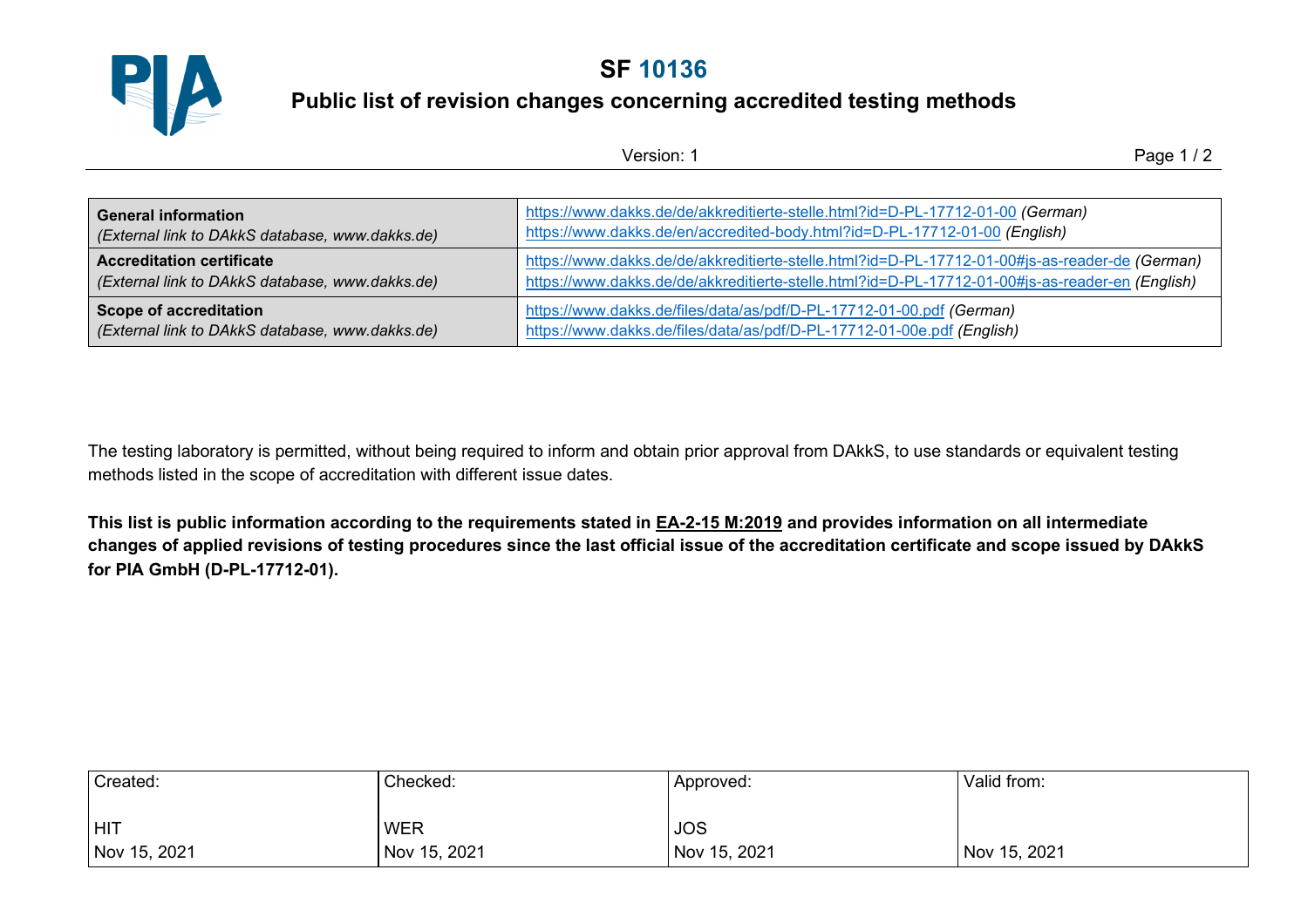# SF 10136

## Public list of revision changes concerning accredited testing methods

Version: 1

| **General information**<br>*(External link to DAkkS database, www.dakks.de)* | https://www.dakks.de/de/akkreditierte-stelle.html?id=D-PL-17712-01-00 *(German)*<br>https://www.dakks.de/en/accredited-body.html?id=D-PL-17712-01-00 *(English)* |
|---|---|
| **Accreditation certificate**<br>*(External link to DAkkS database, www.dakks.de)* | https://www.dakks.de/de/akkreditierte-stelle.html?id=D-PL-17712-01-00#js-as-reader-de *(German)*<br>https://www.dakks.de/de/akkreditierte-stelle.html?id=D-PL-17712-01-00#js-as-reader-en *(English)* |
| **Scope of accreditation**<br>*(External link to DAkkS database, www.dakks.de)* | https://www.dakks.de/files/data/as/pdf/D-PL-17712-01-00.pdf *(German)*<br>https://www.dakks.de/files/data/as/pdf/D-PL-17712-01-00e.pdf *(English)* |

The testing laboratory is permitted, without being required to inform and obtain prior approval from DAkkS, to use standards or equivalent testing methods listed in the scope of accreditation with different issue dates.

**This list is public information according to the requirements stated in EA-2-15 M:2019 and provides information on all intermediate changes of applied revisions of testing procedures since the last official issue of the accreditation certificate and scope issued by DAkkS for PIA GmbH (D-PL-17712-01).**

| Created: | Checked: | Approved: | Valid from: |
|---|---|---|---|
| HIT<br>Nov 15, 2021 | WER<br>Nov 15, 2021 | JOS<br>Nov 15, 2021 | Nov 15, 2021 |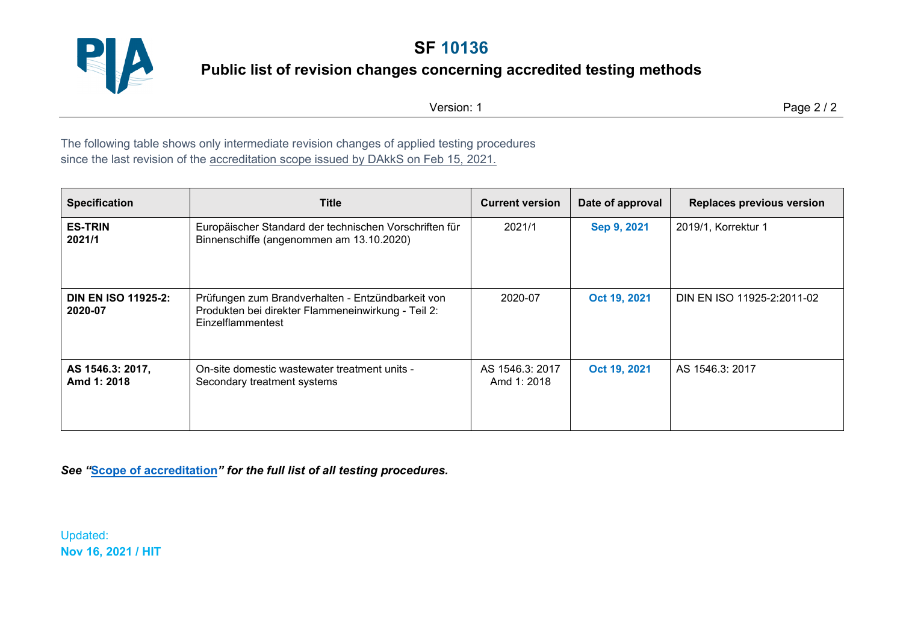# SF 10136

## Public list of revision changes concerning accredited testing methods

Version: 1

The following table shows only intermediate revision changes of applied testing procedures since the last revision of the accreditation scope issued by DAkkS on Feb 15, 2021.

| Specification | Title | Current version | Date of approval | Replaces previous version |
|---|---|---|---|---|
| **ES-TRIN 2021/1** | Europäischer Standard der technischen Vorschriften für Binnenschiffe (angenommen am 13.10.2020) | 2021/1 | **Sep 9, 2021** | 2019/1, Korrektur 1 |
| **DIN EN ISO 11925-2: 2020-07** | Prüfungen zum Brandverhalten - Entzündbarkeit von Produkten bei direkter Flammeneinwirkung - Teil 2: Einzelflammentest | 2020-07 | **Oct 19, 2021** | DIN EN ISO 11925-2:2011-02 |
| **AS 1546.3: 2017, Amd 1: 2018** | On-site domestic wastewater treatment units - Secondary treatment systems | AS 1546.3: 2017 Amd 1: 2018 | **Oct 19, 2021** | AS 1546.3: 2017 |

***See "Scope of accreditation" for the full list of all testing procedures.***

Updated:
**Nov 16, 2021 / HIT**